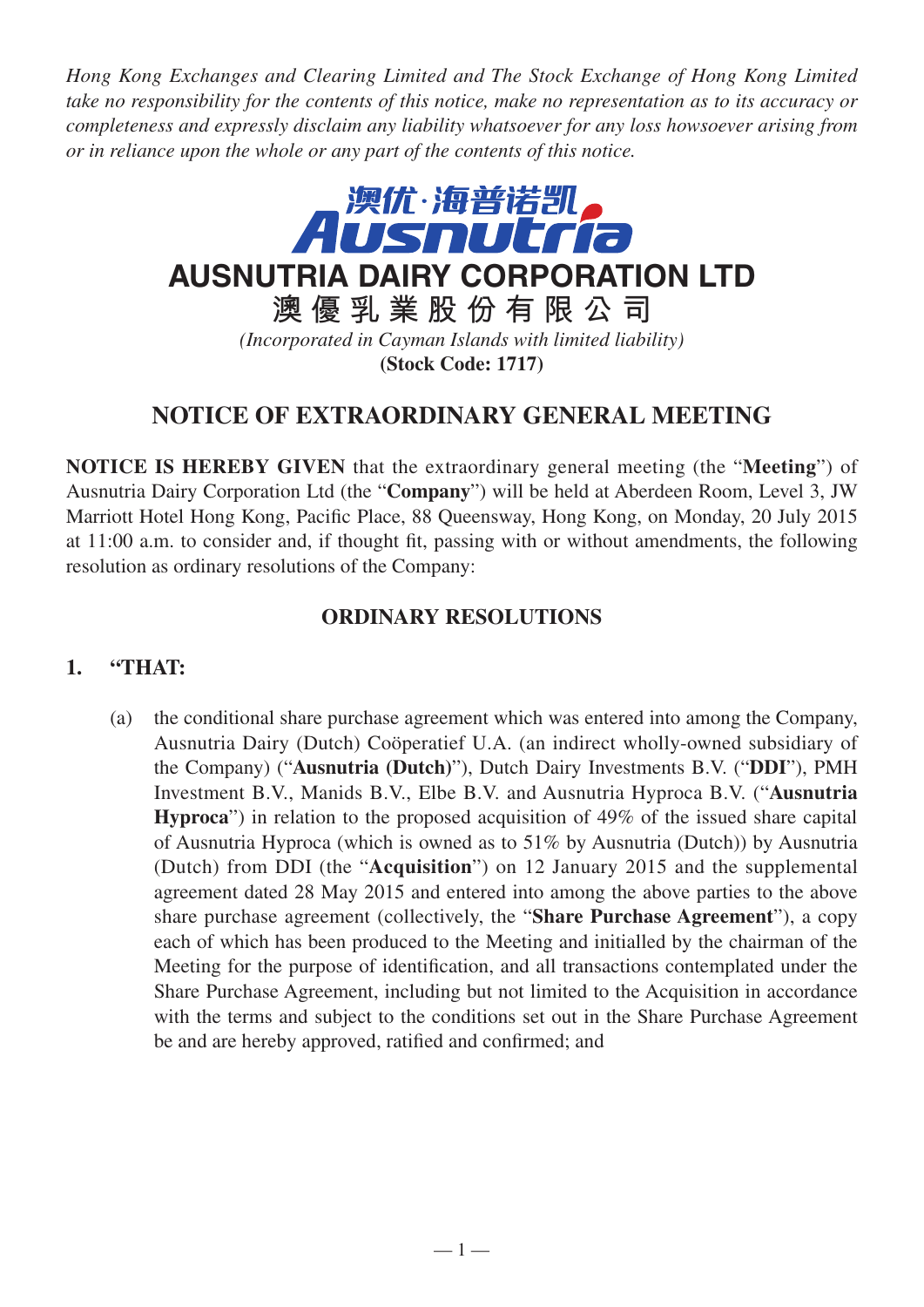*Hong Kong Exchanges and Clearing Limited and The Stock Exchange of Hong Kong Limited take no responsibility for the contents of this notice, make no representation as to its accuracy or completeness and expressly disclaim any liability whatsoever for any loss howsoever arising from or in reliance upon the whole or any part of the contents of this notice.*

澳优·海普诺凯
Ausnutria

# AUSNUTRIA DAIRY CORPORATION LTD

# 澳優乳業股份有限公司

*(Incorporated in Cayman Islands with limited liability)*

**(Stock Code: 1717)**

## NOTICE OF EXTRAORDINARY GENERAL MEETING

**NOTICE IS HEREBY GIVEN** that the extraordinary general meeting (the "**Meeting**") of Ausnutria Dairy Corporation Ltd (the "**Company**") will be held at Aberdeen Room, Level 3, JW Marriott Hotel Hong Kong, Pacific Place, 88 Queensway, Hong Kong, on Monday, 20 July 2015 at 11:00 a.m. to consider and, if thought fit, passing with or without amendments, the following resolution as ordinary resolutions of the Company:

### ORDINARY RESOLUTIONS

1. **"THAT:**

   (a) the conditional share purchase agreement which was entered into among the Company, Ausnutria Dairy (Dutch) Coöperatief U.A. (an indirect wholly-owned subsidiary of the Company) ("**Ausnutria (Dutch)**"), Dutch Dairy Investments B.V. ("**DDI**"), PMH Investment B.V., Manids B.V., Elbe B.V. and Ausnutria Hyproca B.V. ("**Ausnutria Hyproca**") in relation to the proposed acquisition of 49% of the issued share capital of Ausnutria Hyproca (which is owned as to 51% by Ausnutria (Dutch)) by Ausnutria (Dutch) from DDI (the "**Acquisition**") on 12 January 2015 and the supplemental agreement dated 28 May 2015 and entered into among the above parties to the above share purchase agreement (collectively, the "**Share Purchase Agreement**"), a copy each of which has been produced to the Meeting and initialled by the chairman of the Meeting for the purpose of identification, and all transactions contemplated under the Share Purchase Agreement, including but not limited to the Acquisition in accordance with the terms and subject to the conditions set out in the Share Purchase Agreement be and are hereby approved, ratified and confirmed; and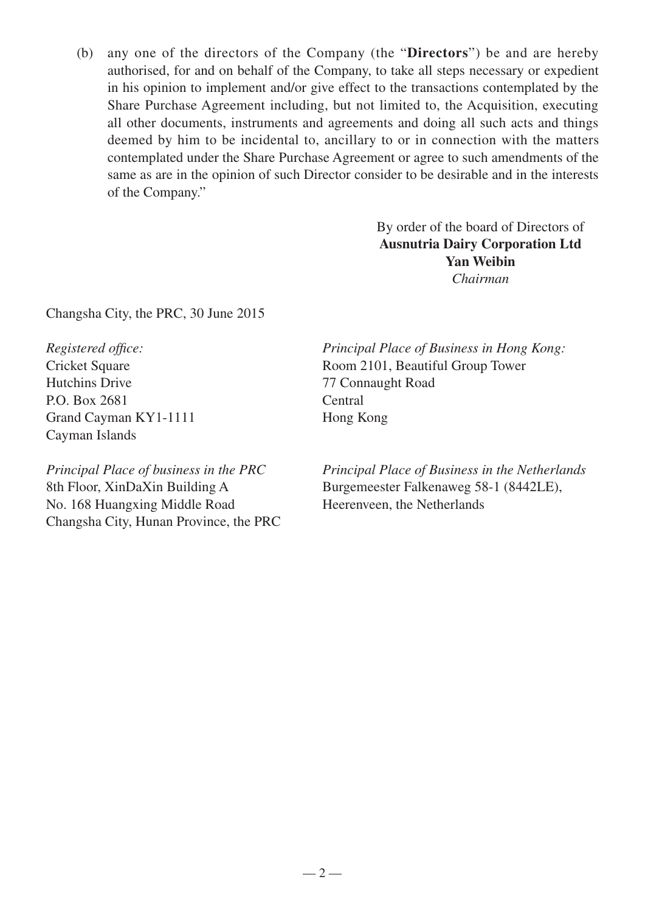(b) any one of the directors of the Company (the "**Directors**") be and are hereby authorised, for and on behalf of the Company, to take all steps necessary or expedient in his opinion to implement and/or give effect to the transactions contemplated by the Share Purchase Agreement including, but not limited to, the Acquisition, executing all other documents, instruments and agreements and doing all such acts and things deemed by him to be incidental to, ancillary to or in connection with the matters contemplated under the Share Purchase Agreement or agree to such amendments of the same as are in the opinion of such Director consider to be desirable and in the interests of the Company."

By order of the board of Directors of
**Ausnutria Dairy Corporation Ltd**
**Yan Weibin**
*Chairman*

Changsha City, the PRC, 30 June 2015

*Registered office:*
Cricket Square
Hutchins Drive
P.O. Box 2681
Grand Cayman KY1-1111
Cayman Islands

*Principal Place of Business in Hong Kong:*
Room 2101, Beautiful Group Tower
77 Connaught Road
Central
Hong Kong

*Principal Place of business in the PRC*
8th Floor, XinDaXin Building A
No. 168 Huangxing Middle Road
Changsha City, Hunan Province, the PRC

*Principal Place of Business in the Netherlands*
Burgemeester Falkenaweg 58-1 (8442LE),
Heerenveen, the Netherlands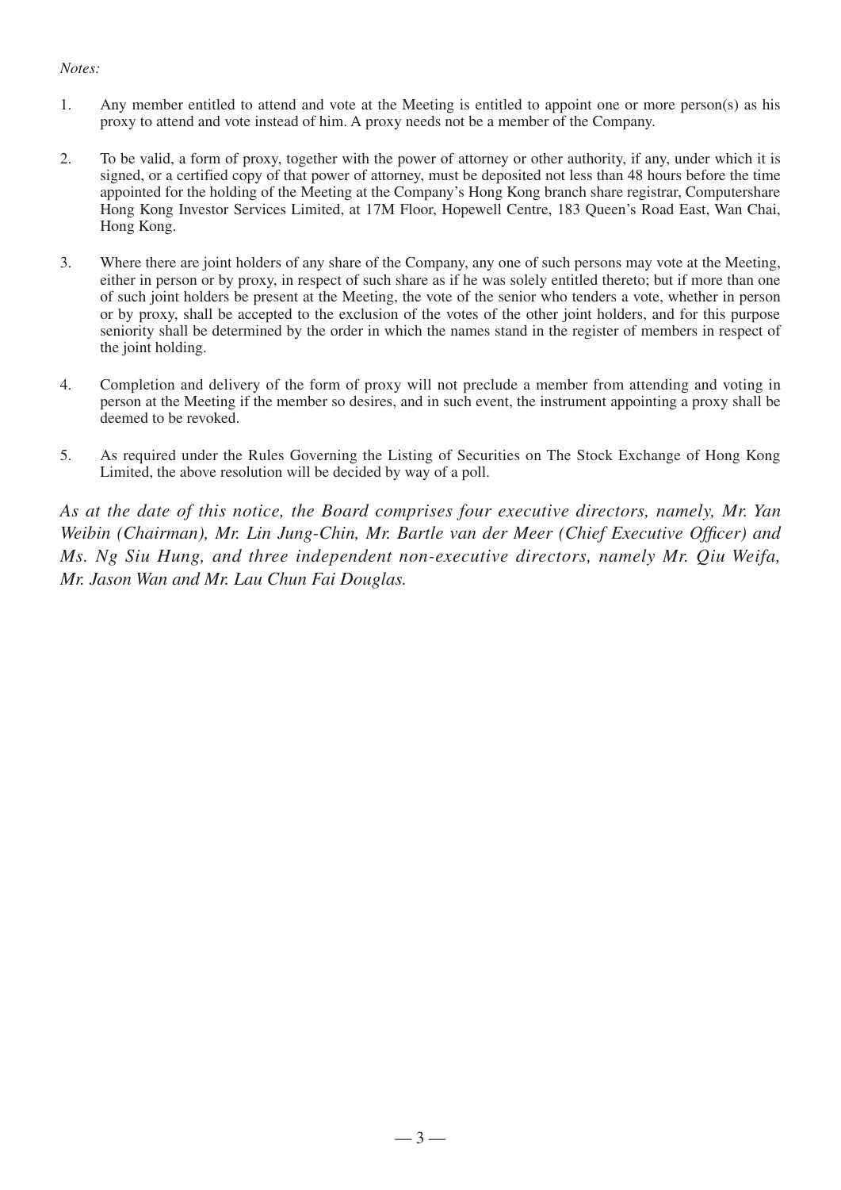*Notes:*

1. Any member entitled to attend and vote at the Meeting is entitled to appoint one or more person(s) as his proxy to attend and vote instead of him. A proxy needs not be a member of the Company.

2. To be valid, a form of proxy, together with the power of attorney or other authority, if any, under which it is signed, or a certified copy of that power of attorney, must be deposited not less than 48 hours before the time appointed for the holding of the Meeting at the Company's Hong Kong branch share registrar, Computershare Hong Kong Investor Services Limited, at 17M Floor, Hopewell Centre, 183 Queen's Road East, Wan Chai, Hong Kong.

3. Where there are joint holders of any share of the Company, any one of such persons may vote at the Meeting, either in person or by proxy, in respect of such share as if he was solely entitled thereto; but if more than one of such joint holders be present at the Meeting, the vote of the senior who tenders a vote, whether in person or by proxy, shall be accepted to the exclusion of the votes of the other joint holders, and for this purpose seniority shall be determined by the order in which the names stand in the register of members in respect of the joint holding.

4. Completion and delivery of the form of proxy will not preclude a member from attending and voting in person at the Meeting if the member so desires, and in such event, the instrument appointing a proxy shall be deemed to be revoked.

5. As required under the Rules Governing the Listing of Securities on The Stock Exchange of Hong Kong Limited, the above resolution will be decided by way of a poll.

*As at the date of this notice, the Board comprises four executive directors, namely, Mr. Yan Weibin (Chairman), Mr. Lin Jung-Chin, Mr. Bartle van der Meer (Chief Executive Officer) and Ms. Ng Siu Hung, and three independent non-executive directors, namely Mr. Qiu Weifa, Mr. Jason Wan and Mr. Lau Chun Fai Douglas.*